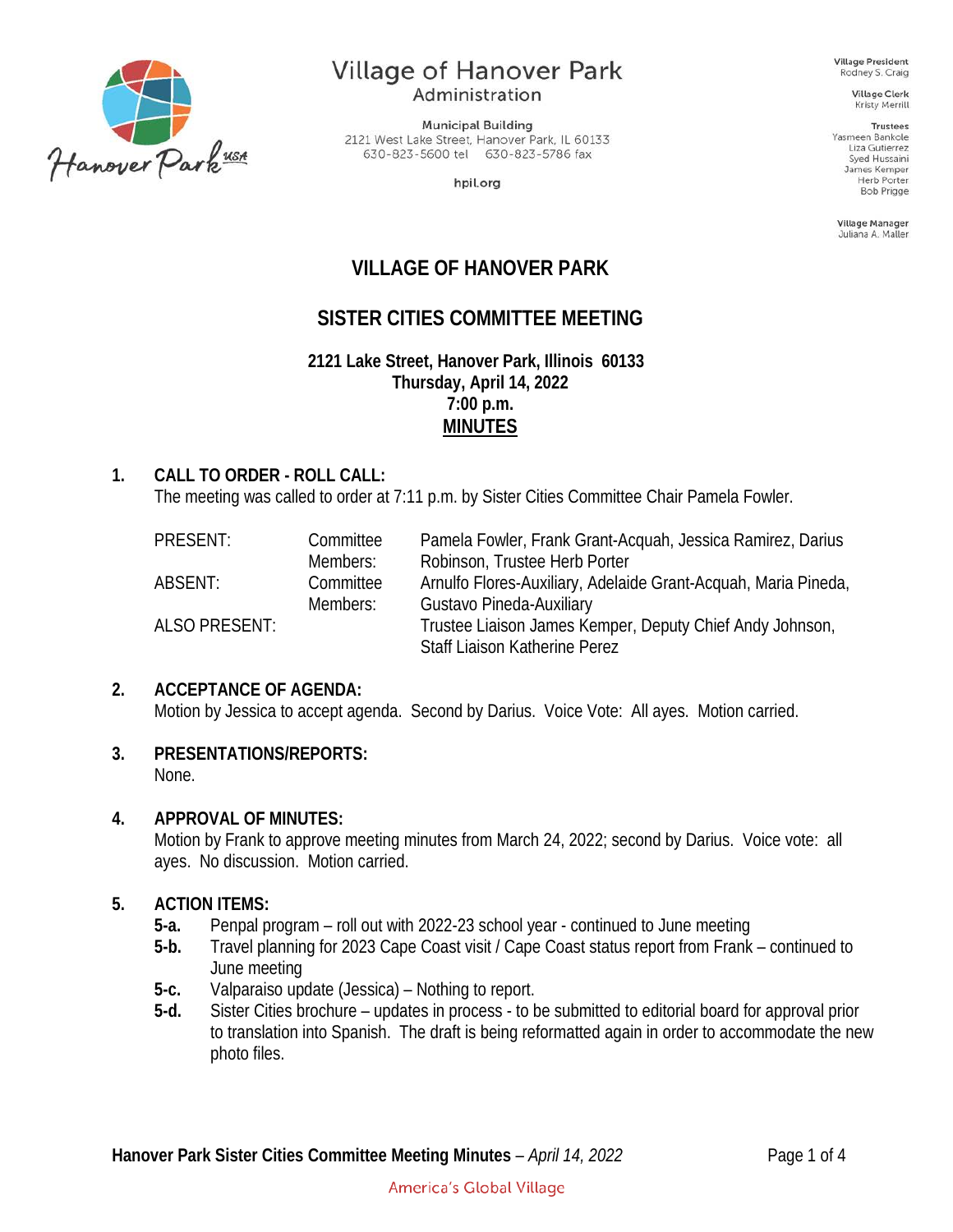Village of Hanover Park
Administration

Municipal Building
2121 West Lake Street, Hanover Park, IL 60133
630-823-5600 tel 630-823-5786 fax

hpil.org

Village President
Rodney S. Craig

Village Clerk
Kristy Merrill

Trustees
Yasmeen Bankole
Liza Gutierrez
Syed Hussaini
James Kemper
Herb Porter
Bob Prigge

Village Manager
Juliana A. Maller

# VILLAGE OF HANOVER PARK

## SISTER CITIES COMMITTEE MEETING

**2121 Lake Street, Hanover Park, Illinois 60133**
**Thursday, April 14, 2022**
**7:00 p.m.**
**MINUTES**

**1. CALL TO ORDER - ROLL CALL:**
The meeting was called to order at 7:11 p.m. by Sister Cities Committee Chair Pamela Fowler.

| | | |
|---|---|---|
| PRESENT: | Committee Members: | Pamela Fowler, Frank Grant-Acquah, Jessica Ramirez, Darius Robinson, Trustee Herb Porter |
| ABSENT: | Committee Members: | Arnulfo Flores-Auxiliary, Adelaide Grant-Acquah, Maria Pineda, Gustavo Pineda-Auxiliary |
| ALSO PRESENT: | | Trustee Liaison James Kemper, Deputy Chief Andy Johnson, Staff Liaison Katherine Perez |

**2. ACCEPTANCE OF AGENDA:**
Motion by Jessica to accept agenda. Second by Darius. Voice Vote: All ayes. Motion carried.

**3. PRESENTATIONS/REPORTS:**
None.

**4. APPROVAL OF MINUTES:**
Motion by Frank to approve meeting minutes from March 24, 2022; second by Darius. Voice vote: all ayes. No discussion. Motion carried.

**5. ACTION ITEMS:**

**5-a.** Penpal program – roll out with 2022-23 school year - continued to June meeting

**5-b.** Travel planning for 2023 Cape Coast visit / Cape Coast status report from Frank – continued to June meeting

**5-c.** Valparaiso update (Jessica) – Nothing to report.

**5-d.** Sister Cities brochure – updates in process - to be submitted to editorial board for approval prior to translation into Spanish. The draft is being reformatted again in order to accommodate the new photo files.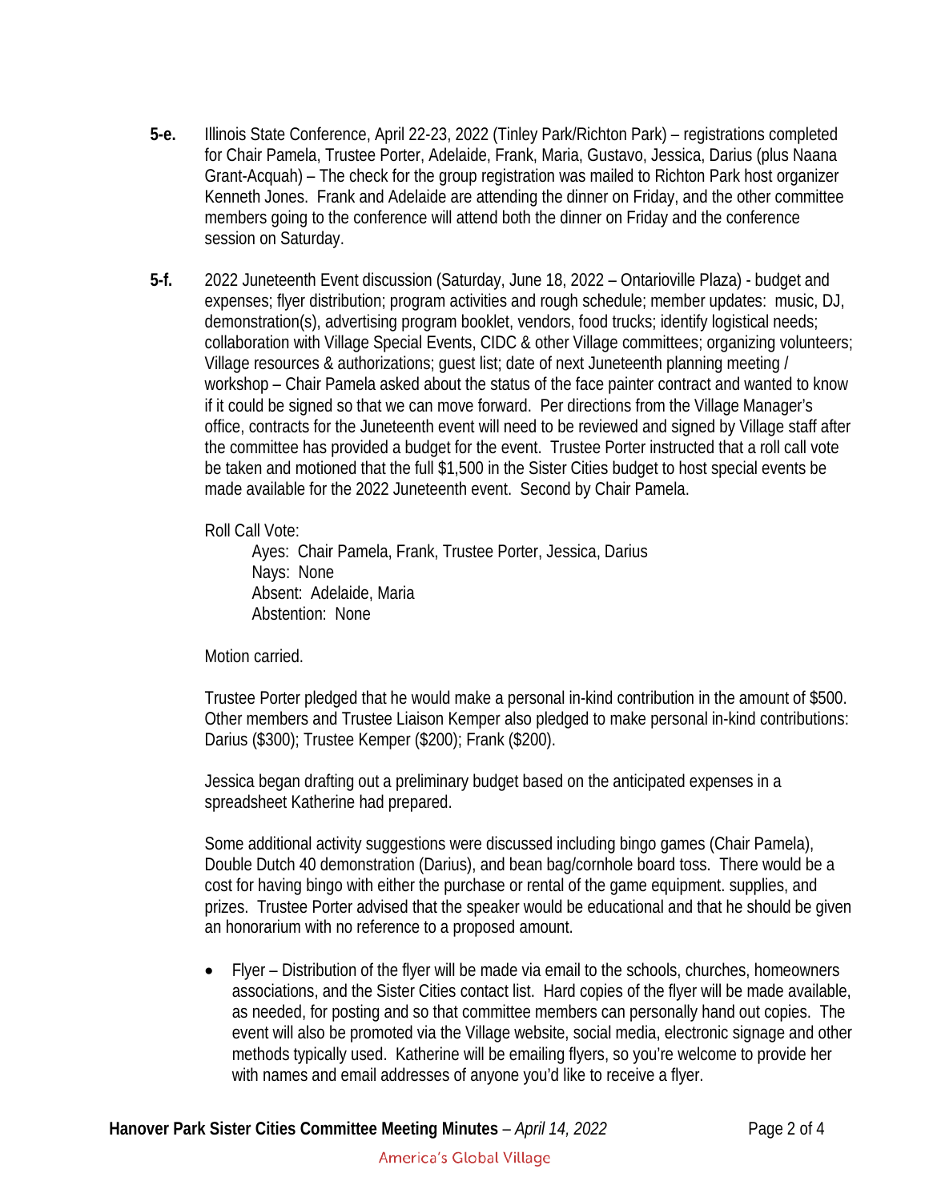**5-e.** Illinois State Conference, April 22-23, 2022 (Tinley Park/Richton Park) – registrations completed for Chair Pamela, Trustee Porter, Adelaide, Frank, Maria, Gustavo, Jessica, Darius (plus Naana Grant-Acquah) – The check for the group registration was mailed to Richton Park host organizer Kenneth Jones. Frank and Adelaide are attending the dinner on Friday, and the other committee members going to the conference will attend both the dinner on Friday and the conference session on Saturday.

**5-f.** 2022 Juneteenth Event discussion (Saturday, June 18, 2022 – Ontarioville Plaza) - budget and expenses; flyer distribution; program activities and rough schedule; member updates: music, DJ, demonstration(s), advertising program booklet, vendors, food trucks; identify logistical needs; collaboration with Village Special Events, CIDC & other Village committees; organizing volunteers; Village resources & authorizations; guest list; date of next Juneteenth planning meeting / workshop – Chair Pamela asked about the status of the face painter contract and wanted to know if it could be signed so that we can move forward. Per directions from the Village Manager's office, contracts for the Juneteenth event will need to be reviewed and signed by Village staff after the committee has provided a budget for the event. Trustee Porter instructed that a roll call vote be taken and motioned that the full $1,500 in the Sister Cities budget to host special events be made available for the 2022 Juneteenth event. Second by Chair Pamela.

Roll Call Vote:

Ayes: Chair Pamela, Frank, Trustee Porter, Jessica, Darius
Nays: None
Absent: Adelaide, Maria
Abstention: None

Motion carried.

Trustee Porter pledged that he would make a personal in-kind contribution in the amount of $500. Other members and Trustee Liaison Kemper also pledged to make personal in-kind contributions: Darius ($300); Trustee Kemper ($200); Frank ($200).

Jessica began drafting out a preliminary budget based on the anticipated expenses in a spreadsheet Katherine had prepared.

Some additional activity suggestions were discussed including bingo games (Chair Pamela), Double Dutch 40 demonstration (Darius), and bean bag/cornhole board toss. There would be a cost for having bingo with either the purchase or rental of the game equipment. supplies, and prizes. Trustee Porter advised that the speaker would be educational and that he should be given an honorarium with no reference to a proposed amount.

- Flyer – Distribution of the flyer will be made via email to the schools, churches, homeowners associations, and the Sister Cities contact list. Hard copies of the flyer will be made available, as needed, for posting and so that committee members can personally hand out copies. The event will also be promoted via the Village website, social media, electronic signage and other methods typically used. Katherine will be emailing flyers, so you're welcome to provide her with names and email addresses of anyone you'd like to receive a flyer.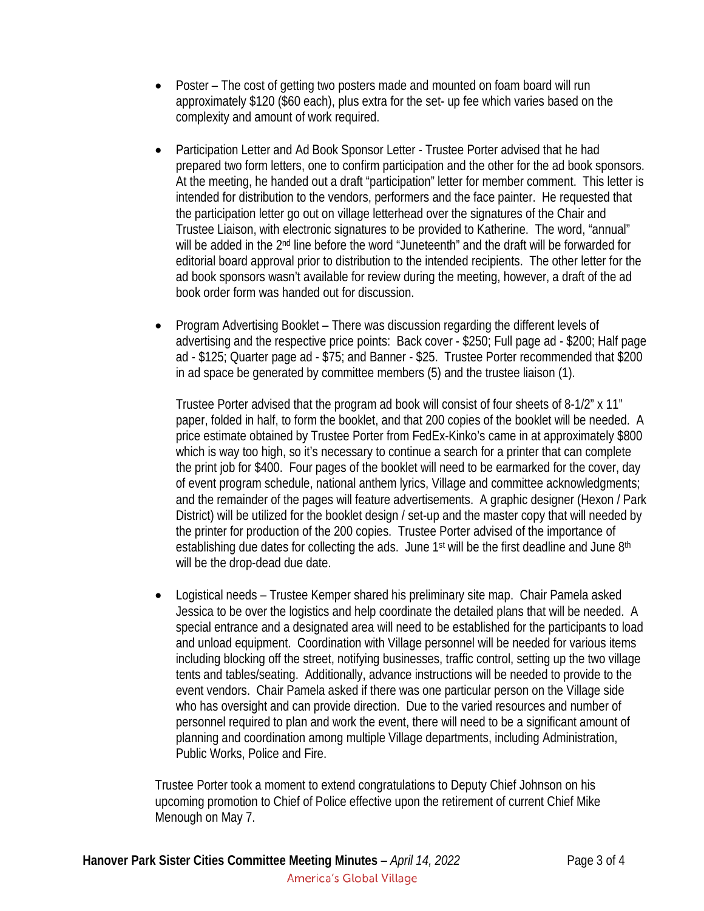- Poster – The cost of getting two posters made and mounted on foam board will run approximately $120 ($60 each), plus extra for the set- up fee which varies based on the complexity and amount of work required.

- Participation Letter and Ad Book Sponsor Letter - Trustee Porter advised that he had prepared two form letters, one to confirm participation and the other for the ad book sponsors. At the meeting, he handed out a draft "participation" letter for member comment. This letter is intended for distribution to the vendors, performers and the face painter. He requested that the participation letter go out on village letterhead over the signatures of the Chair and Trustee Liaison, with electronic signatures to be provided to Katherine. The word, "annual" will be added in the 2nd line before the word "Juneteenth" and the draft will be forwarded for editorial board approval prior to distribution to the intended recipients. The other letter for the ad book sponsors wasn't available for review during the meeting, however, a draft of the ad book order form was handed out for discussion.

- Program Advertising Booklet – There was discussion regarding the different levels of advertising and the respective price points: Back cover - $250; Full page ad - $200; Half page ad - $125; Quarter page ad - $75; and Banner - $25. Trustee Porter recommended that $200 in ad space be generated by committee members (5) and the trustee liaison (1).

  Trustee Porter advised that the program ad book will consist of four sheets of 8-1/2" x 11" paper, folded in half, to form the booklet, and that 200 copies of the booklet will be needed. A price estimate obtained by Trustee Porter from FedEx-Kinko's came in at approximately $800 which is way too high, so it's necessary to continue a search for a printer that can complete the print job for $400. Four pages of the booklet will need to be earmarked for the cover, day of event program schedule, national anthem lyrics, Village and committee acknowledgments; and the remainder of the pages will feature advertisements. A graphic designer (Hexon / Park District) will be utilized for the booklet design / set-up and the master copy that will needed by the printer for production of the 200 copies. Trustee Porter advised of the importance of establishing due dates for collecting the ads. June 1st will be the first deadline and June 8th will be the drop-dead due date.

- Logistical needs – Trustee Kemper shared his preliminary site map. Chair Pamela asked Jessica to be over the logistics and help coordinate the detailed plans that will be needed. A special entrance and a designated area will need to be established for the participants to load and unload equipment. Coordination with Village personnel will be needed for various items including blocking off the street, notifying businesses, traffic control, setting up the two village tents and tables/seating. Additionally, advance instructions will be needed to provide to the event vendors. Chair Pamela asked if there was one particular person on the Village side who has oversight and can provide direction. Due to the varied resources and number of personnel required to plan and work the event, there will need to be a significant amount of planning and coordination among multiple Village departments, including Administration, Public Works, Police and Fire.

Trustee Porter took a moment to extend congratulations to Deputy Chief Johnson on his upcoming promotion to Chief of Police effective upon the retirement of current Chief Mike Menough on May 7.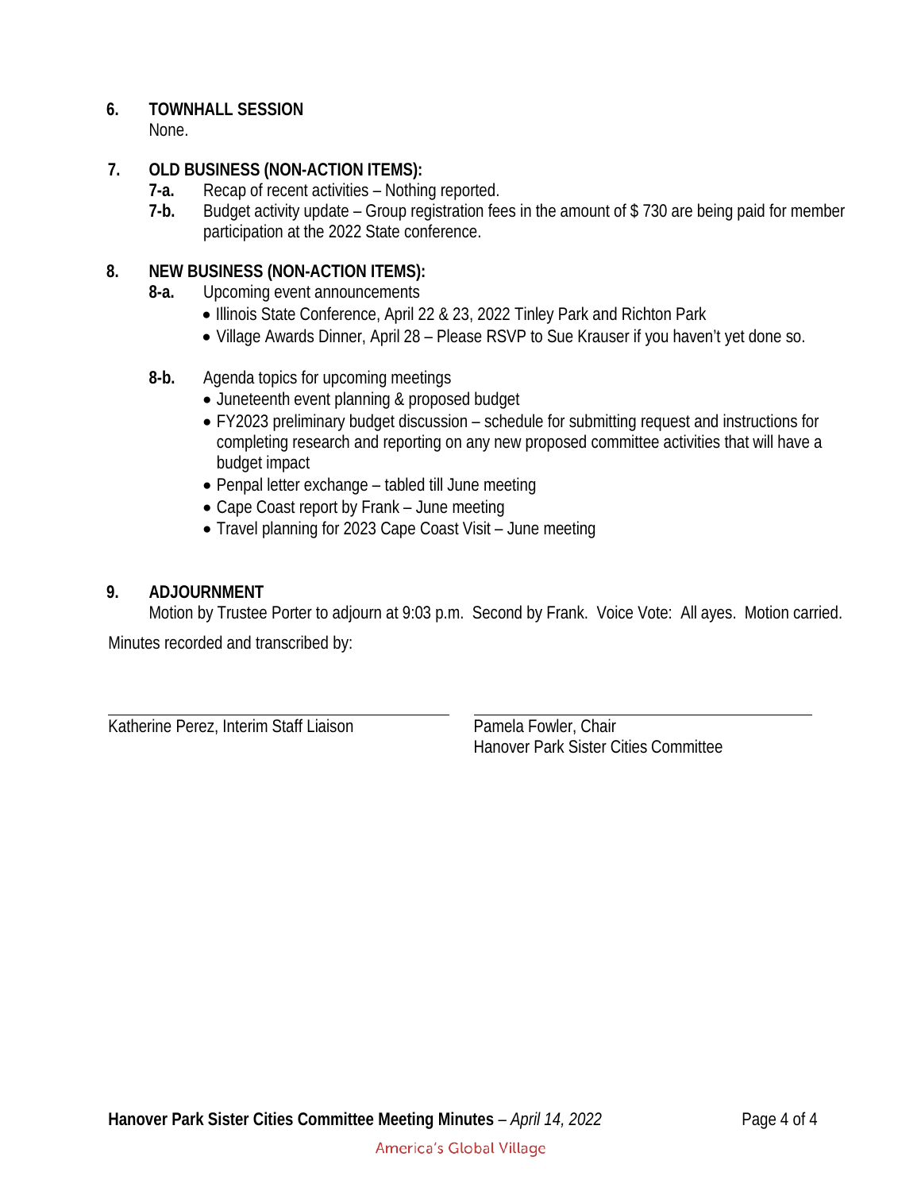## 6. TOWNHALL SESSION

None.

## 7. OLD BUSINESS (NON-ACTION ITEMS):

**7-a.** Recap of recent activities – Nothing reported.

**7-b.** Budget activity update – Group registration fees in the amount of $ 730 are being paid for member participation at the 2022 State conference.

## 8. NEW BUSINESS (NON-ACTION ITEMS):

**8-a.** Upcoming event announcements

- Illinois State Conference, April 22 & 23, 2022 Tinley Park and Richton Park
- Village Awards Dinner, April 28 – Please RSVP to Sue Krauser if you haven't yet done so.

**8-b.** Agenda topics for upcoming meetings

- Juneteenth event planning & proposed budget
- FY2023 preliminary budget discussion – schedule for submitting request and instructions for completing research and reporting on any new proposed committee activities that will have a budget impact
- Penpal letter exchange – tabled till June meeting
- Cape Coast report by Frank – June meeting
- Travel planning for 2023 Cape Coast Visit – June meeting

## 9. ADJOURNMENT

Motion by Trustee Porter to adjourn at 9:03 p.m. Second by Frank. Voice Vote: All ayes. Motion carried.

Minutes recorded and transcribed by:

| | |
|---|---|
| Katherine Perez, Interim Staff Liaison | Pamela Fowler, Chair<br>Hanover Park Sister Cities Committee |